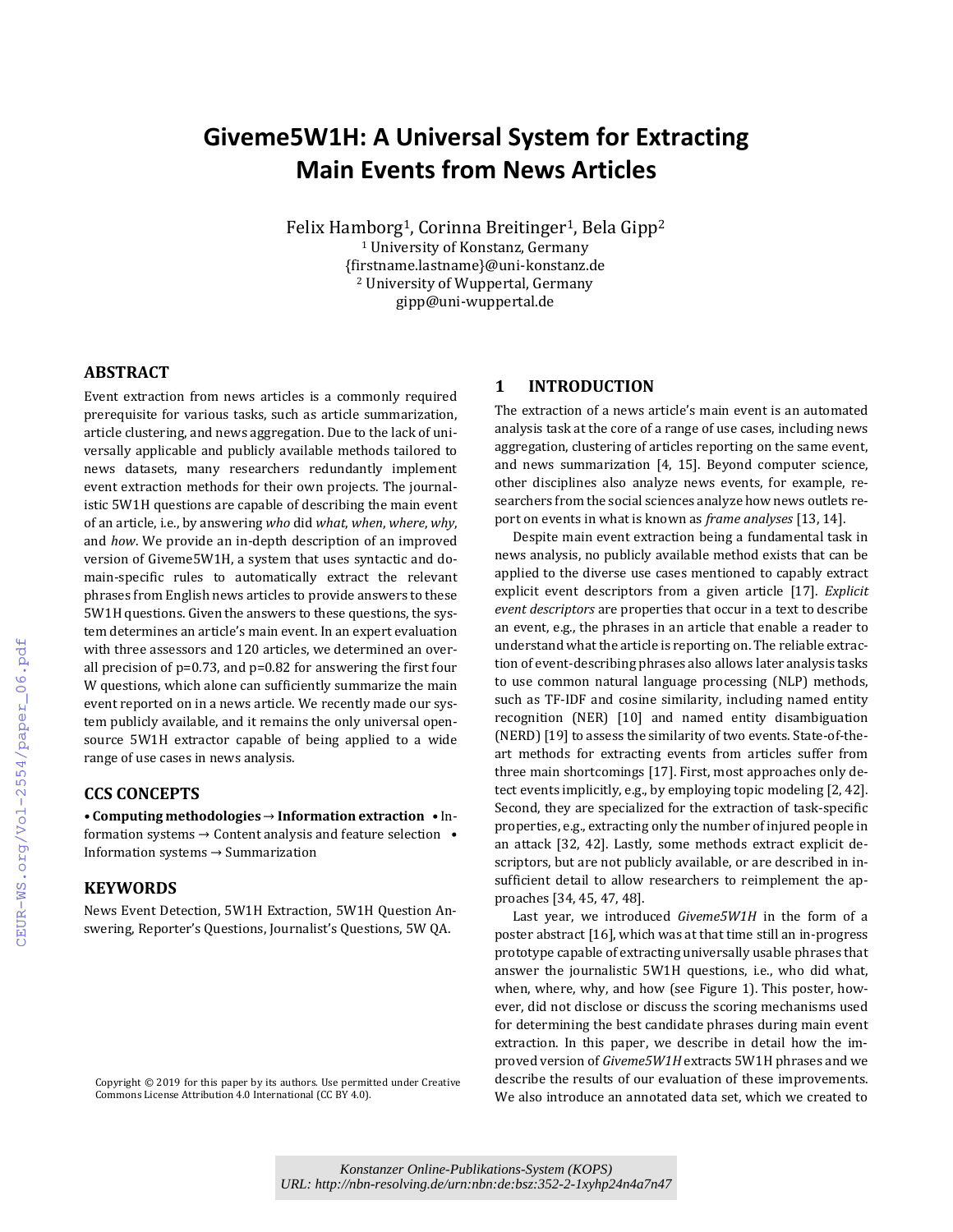# Giveme5W1H: A Universal System for Extracting Main Events from News Articles

Felix Hamborg[1], Corinna Breitinger[1], Bela Gipp[2]
[1] University of Konstanz, Germany
{firstname.lastname}@uni-konstanz.de
[2] University of Wuppertal, Germany
gipp@uni-wuppertal.de

## ABSTRACT

Event extraction from news articles is a commonly required prerequisite for various tasks, such as article summarization, article clustering, and news aggregation. Due to the lack of universally applicable and publicly available methods tailored to news datasets, many researchers redundantly implement event extraction methods for their own projects. The journalistic 5W1H questions are capable of describing the main event of an article, i.e., by answering *who* did *what*, *when*, *where*, *why*, and *how*. We provide an in-depth description of an improved version of Giveme5W1H, a system that uses syntactic and domain-specific rules to automatically extract the relevant phrases from English news articles to provide answers to these 5W1H questions. Given the answers to these questions, the system determines an article's main event. In an expert evaluation with three assessors and 120 articles, we determined an overall precision of p=0.73, and p=0.82 for answering the first four W questions, which alone can sufficiently summarize the main event reported on in a news article. We recently made our system publicly available, and it remains the only universal open-source 5W1H extractor capable of being applied to a wide range of use cases in news analysis.

## CCS CONCEPTS

• **Computing methodologies** → **Information extraction** • Information systems → Content analysis and feature selection • Information systems → Summarization

## KEYWORDS

News Event Detection, 5W1H Extraction, 5W1H Question Answering, Reporter's Questions, Journalist's Questions, 5W QA.

Copyright © 2019 for this paper by its authors. Use permitted under Creative Commons License Attribution 4.0 International (CC BY 4.0).

## 1 INTRODUCTION

The extraction of a news article's main event is an automated analysis task at the core of a range of use cases, including news aggregation, clustering of articles reporting on the same event, and news summarization [4, 15]. Beyond computer science, other disciplines also analyze news events, for example, researchers from the social sciences analyze how news outlets report on events in what is known as *frame analyses* [13, 14].

Despite main event extraction being a fundamental task in news analysis, no publicly available method exists that can be applied to the diverse use cases mentioned to capably extract explicit event descriptors from a given article [17]. *Explicit event descriptors* are properties that occur in a text to describe an event, e.g., the phrases in an article that enable a reader to understand what the article is reporting on. The reliable extraction of event-describing phrases also allows later analysis tasks to use common natural language processing (NLP) methods, such as TF-IDF and cosine similarity, including named entity recognition (NER) [10] and named entity disambiguation (NERD) [19] to assess the similarity of two events. State-of-the-art methods for extracting events from articles suffer from three main shortcomings [17]. First, most approaches only detect events implicitly, e.g., by employing topic modeling [2, 42]. Second, they are specialized for the extraction of task-specific properties, e.g., extracting only the number of injured people in an attack [32, 42]. Lastly, some methods extract explicit descriptors, but are not publicly available, or are described in insufficient detail to allow researchers to reimplement the approaches [34, 45, 47, 48].

Last year, we introduced *Giveme5W1H* in the form of a poster abstract [16], which was at that time still an in-progress prototype capable of extracting universally usable phrases that answer the journalistic 5W1H questions, i.e., who did what, when, where, why, and how (see Figure 1). This poster, however, did not disclose or discuss the scoring mechanisms used for determining the best candidate phrases during main event extraction. In this paper, we describe in detail how the improved version of *Giveme5W1H* extracts 5W1H phrases and we describe the results of our evaluation of these improvements. We also introduce an annotated data set, which we created to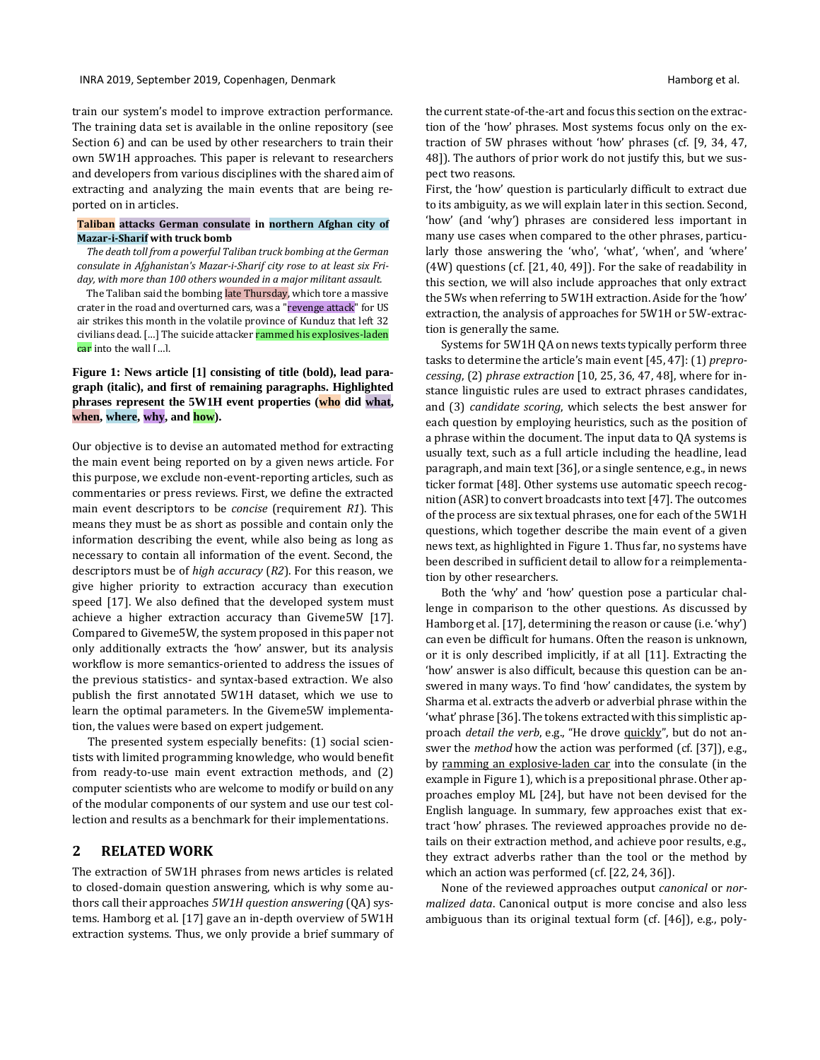train our system's model to improve extraction performance. The training data set is available in the online repository (see Section 6) and can be used by other researchers to train their own 5W1H approaches. This paper is relevant to researchers and developers from various disciplines with the shared aim of extracting and analyzing the main events that are being reported on in articles.

**Taliban attacks German consulate in northern Afghan city of Mazar-i-Sharif with truck bomb**

*The death toll from a powerful Taliban truck bombing at the German consulate in Afghanistan's Mazar-i-Sharif city rose to at least six Friday, with more than 100 others wounded in a major militant assault.*

The Taliban said the bombing late Thursday, which tore a massive crater in the road and overturned cars, was a "revenge attack" for US air strikes this month in the volatile province of Kunduz that left 32 civilians dead. [...] The suicide attacker rammed his explosives-laden car into the wall [...].

**Figure 1: News article [1] consisting of title (bold), lead paragraph (italic), and first of remaining paragraphs. Highlighted phrases represent the 5W1H event properties (who did what, when, where, why, and how).**

Our objective is to devise an automated method for extracting the main event being reported on by a given news article. For this purpose, we exclude non-event-reporting articles, such as commentaries or press reviews. First, we define the extracted main event descriptors to be *concise* (requirement *R1*). This means they must be as short as possible and contain only the information describing the event, while also being as long as necessary to contain all information of the event. Second, the descriptors must be of *high accuracy* (*R2*). For this reason, we give higher priority to extraction accuracy than execution speed [17]. We also defined that the developed system must achieve a higher extraction accuracy than Giveme5W [17]. Compared to Giveme5W, the system proposed in this paper not only additionally extracts the 'how' answer, but its analysis workflow is more semantics-oriented to address the issues of the previous statistics- and syntax-based extraction. We also publish the first annotated 5W1H dataset, which we use to learn the optimal parameters. In the Giveme5W implementation, the values were based on expert judgement.

The presented system especially benefits: (1) social scientists with limited programming knowledge, who would benefit from ready-to-use main event extraction methods, and (2) computer scientists who are welcome to modify or build on any of the modular components of our system and use our test collection and results as a benchmark for their implementations.

## 2 RELATED WORK

The extraction of 5W1H phrases from news articles is related to closed-domain question answering, which is why some authors call their approaches *5W1H question answering* (QA) systems. Hamborg et al. [17] gave an in-depth overview of 5W1H extraction systems. Thus, we only provide a brief summary of the current state-of-the-art and focus this section on the extraction of the 'how' phrases. Most systems focus only on the extraction of 5W phrases without 'how' phrases (cf. [9, 34, 47, 48]). The authors of prior work do not justify this, but we suspect two reasons.

First, the 'how' question is particularly difficult to extract due to its ambiguity, as we will explain later in this section. Second, 'how' (and 'why') phrases are considered less important in many use cases when compared to the other phrases, particularly those answering the 'who', 'what', 'when', and 'where' (4W) questions (cf. [21, 40, 49]). For the sake of readability in this section, we will also include approaches that only extract the 5Ws when referring to 5W1H extraction. Aside for the 'how' extraction, the analysis of approaches for 5W1H or 5W-extraction is generally the same.

Systems for 5W1H QA on news texts typically perform three tasks to determine the article's main event [45, 47]: (1) *preprocessing*, (2) *phrase extraction* [10, 25, 36, 47, 48], where for instance linguistic rules are used to extract phrases candidates, and (3) *candidate scoring*, which selects the best answer for each question by employing heuristics, such as the position of a phrase within the document. The input data to QA systems is usually text, such as a full article including the headline, lead paragraph, and main text [36], or a single sentence, e.g., in news ticker format [48]. Other systems use automatic speech recognition (ASR) to convert broadcasts into text [47]. The outcomes of the process are six textual phrases, one for each of the 5W1H questions, which together describe the main event of a given news text, as highlighted in Figure 1. Thus far, no systems have been described in sufficient detail to allow for a reimplementation by other researchers.

Both the 'why' and 'how' question pose a particular challenge in comparison to the other questions. As discussed by Hamborg et al. [17], determining the reason or cause (i.e. 'why') can even be difficult for humans. Often the reason is unknown, or it is only described implicitly, if at all [11]. Extracting the 'how' answer is also difficult, because this question can be answered in many ways. To find 'how' candidates, the system by Sharma et al. extracts the adverb or adverbial phrase within the 'what' phrase [36]. The tokens extracted with this simplistic approach *detail the verb*, e.g., "He drove quickly", but do not answer the *method* how the action was performed (cf. [37]), e.g., by ramming an explosive-laden car into the consulate (in the example in Figure 1), which is a prepositional phrase. Other approaches employ ML [24], but have not been devised for the English language. In summary, few approaches exist that extract 'how' phrases. The reviewed approaches provide no details on their extraction method, and achieve poor results, e.g., they extract adverbs rather than the tool or the method by which an action was performed (cf. [22, 24, 36]).

None of the reviewed approaches output *canonical* or *normalized data*. Canonical output is more concise and also less ambiguous than its original textual form (cf. [46]), e.g., poly-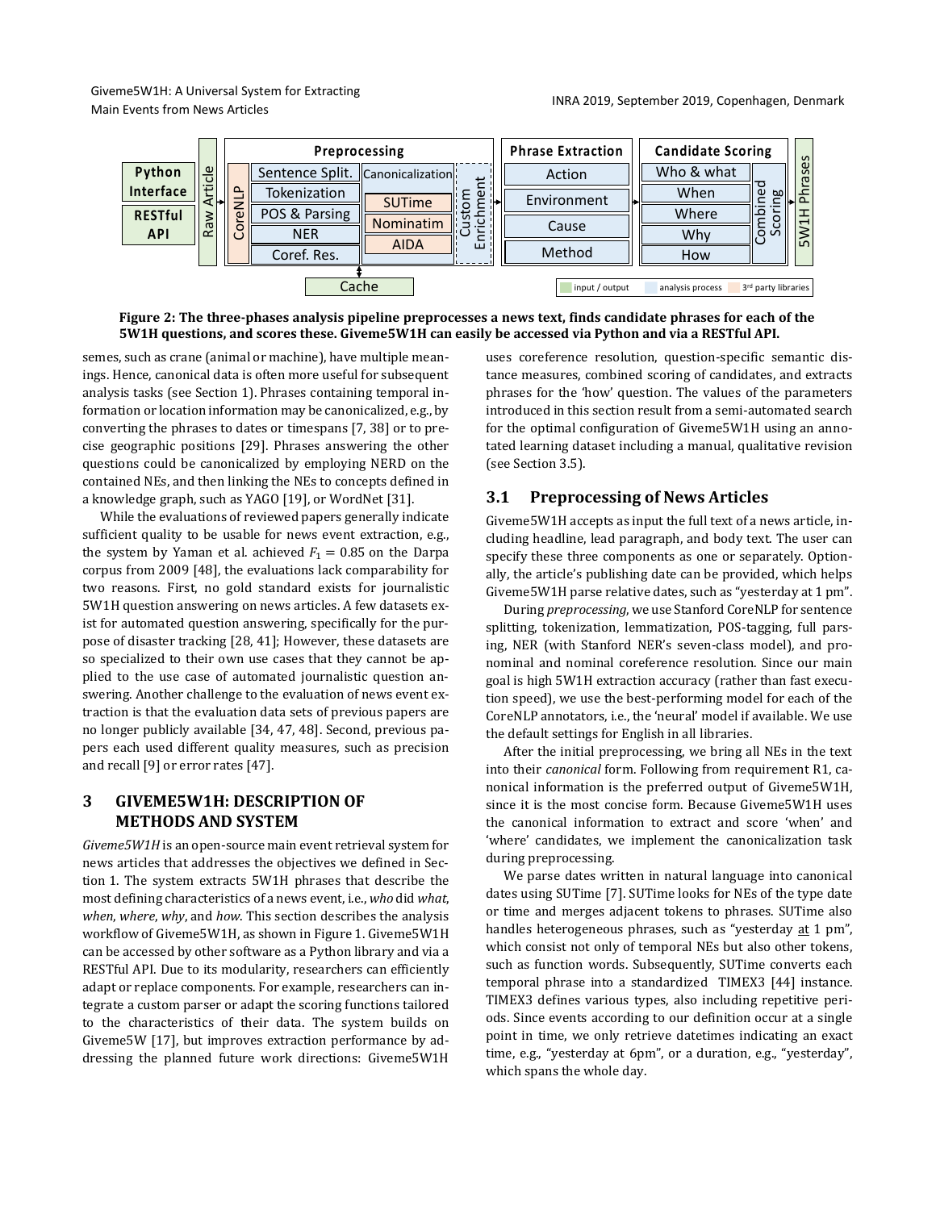**Figure 2: The three-phases analysis pipeline preprocesses a news text, finds candidate phrases for each of the 5W1H questions, and scores these. Giveme5W1H can easily be accessed via Python and via a RESTful API.**

semes, such as crane (animal or machine), have multiple meanings. Hence, canonical data is often more useful for subsequent analysis tasks (see Section 1). Phrases containing temporal information or location information may be canonicalized, e.g., by converting the phrases to dates or timespans [7, 38] or to precise geographic positions [29]. Phrases answering the other questions could be canonicalized by employing NERD on the contained NEs, and then linking the NEs to concepts defined in a knowledge graph, such as YAGO [19], or WordNet [31].

While the evaluations of reviewed papers generally indicate sufficient quality to be usable for news event extraction, e.g., the system by Yaman et al. achieved $F_1 = 0.85$ on the Darpa corpus from 2009 [48], the evaluations lack comparability for two reasons. First, no gold standard exists for journalistic 5W1H question answering on news articles. A few datasets exist for automated question answering, specifically for the purpose of disaster tracking [28, 41]; However, these datasets are so specialized to their own use cases that they cannot be applied to the use case of automated journalistic question answering. Another challenge to the evaluation of news event extraction is that the evaluation data sets of previous papers are no longer publicly available [34, 47, 48]. Second, previous papers each used different quality measures, such as precision and recall [9] or error rates [47].

## 3 GIVEME5W1H: DESCRIPTION OF METHODS AND SYSTEM

*Giveme5W1H* is an open-source main event retrieval system for news articles that addresses the objectives we defined in Section 1. The system extracts 5W1H phrases that describe the most defining characteristics of a news event, i.e., *who* did *what*, *when*, *where*, *why*, and *how*. This section describes the analysis workflow of Giveme5W1H, as shown in Figure 1. Giveme5W1H can be accessed by other software as a Python library and via a RESTful API. Due to its modularity, researchers can efficiently adapt or replace components. For example, researchers can integrate a custom parser or adapt the scoring functions tailored to the characteristics of their data. The system builds on Giveme5W [17], but improves extraction performance by addressing the planned future work directions: Giveme5W1H uses coreference resolution, question-specific semantic distance measures, combined scoring of candidates, and extracts phrases for the 'how' question. The values of the parameters introduced in this section result from a semi-automated search for the optimal configuration of Giveme5W1H using an annotated learning dataset including a manual, qualitative revision (see Section 3.5).

### 3.1 Preprocessing of News Articles

Giveme5W1H accepts as input the full text of a news article, including headline, lead paragraph, and body text. The user can specify these three components as one or separately. Optionally, the article's publishing date can be provided, which helps Giveme5W1H parse relative dates, such as "yesterday at 1 pm".

During *preprocessing*, we use Stanford CoreNLP for sentence splitting, tokenization, lemmatization, POS-tagging, full parsing, NER (with Stanford NER's seven-class model), and pronominal and nominal coreference resolution. Since our main goal is high 5W1H extraction accuracy (rather than fast execution speed), we use the best-performing model for each of the CoreNLP annotators, i.e., the 'neural' model if available. We use the default settings for English in all libraries.

After the initial preprocessing, we bring all NEs in the text into their *canonical* form. Following from requirement R1, canonical information is the preferred output of Giveme5W1H, since it is the most concise form. Because Giveme5W1H uses the canonical information to extract and score 'when' and 'where' candidates, we implement the canonicalization task during preprocessing.

We parse dates written in natural language into canonical dates using SUTime [7]. SUTime looks for NEs of the type date or time and merges adjacent tokens to phrases. SUTime also handles heterogeneous phrases, such as "yesterday <u>at</u> 1 pm", which consist not only of temporal NEs but also other tokens, such as function words. Subsequently, SUTime converts each temporal phrase into a standardized TIMEX3 [44] instance. TIMEX3 defines various types, also including repetitive periods. Since events according to our definition occur at a single point in time, we only retrieve datetimes indicating an exact time, e.g., "yesterday at 6pm", or a duration, e.g., "yesterday", which spans the whole day.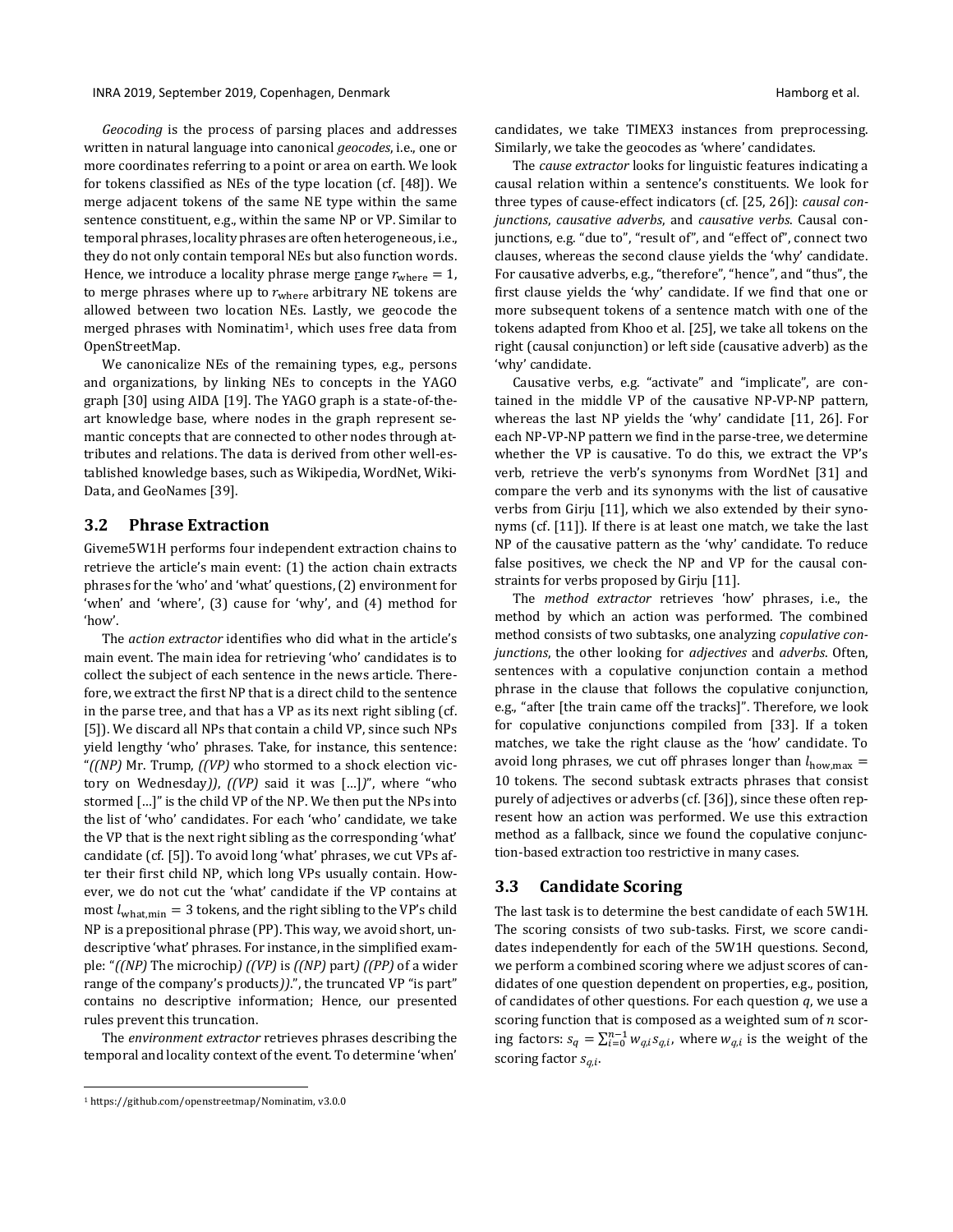*Geocoding* is the process of parsing places and addresses written in natural language into canonical *geocodes*, i.e., one or more coordinates referring to a point or area on earth. We look for tokens classified as NEs of the type location (cf. [48]). We merge adjacent tokens of the same NE type within the same sentence constituent, e.g., within the same NP or VP. Similar to temporal phrases, locality phrases are often heterogeneous, i.e., they do not only contain temporal NEs but also function words. Hence, we introduce a locality phrase merge range $r_{\text{where}} = 1$, to merge phrases where up to $r_{\text{where}}$ arbitrary NE tokens are allowed between two location NEs. Lastly, we geocode the merged phrases with Nominatim[1], which uses free data from OpenStreetMap.

We canonicalize NEs of the remaining types, e.g., persons and organizations, by linking NEs to concepts in the YAGO graph [30] using AIDA [19]. The YAGO graph is a state-of-the-art knowledge base, where nodes in the graph represent semantic concepts that are connected to other nodes through attributes and relations. The data is derived from other well-established knowledge bases, such as Wikipedia, WordNet, WikiData, and GeoNames [39].

## 3.2 Phrase Extraction

Giveme5W1H performs four independent extraction chains to retrieve the article's main event: (1) the action chain extracts phrases for the 'who' and 'what' questions, (2) environment for 'when' and 'where', (3) cause for 'why', and (4) method for 'how'.

The *action extractor* identifies who did what in the article's main event. The main idea for retrieving 'who' candidates is to collect the subject of each sentence in the news article. Therefore, we extract the first NP that is a direct child to the sentence in the parse tree, and that has a VP as its next right sibling (cf. [5]). We discard all NPs that contain a child VP, since such NPs yield lengthy 'who' phrases. Take, for instance, this sentence: "*((NP)* Mr. Trump, *((VP)* who stormed to a shock election victory on Wednesday*))*, *((VP)* said it was […]*)*", where "who stormed […]" is the child VP of the NP. We then put the NPs into the list of 'who' candidates. For each 'who' candidate, we take the VP that is the next right sibling as the corresponding 'what' candidate (cf. [5]). To avoid long 'what' phrases, we cut VPs after their first child NP, which long VPs usually contain. However, we do not cut the 'what' candidate if the VP contains at most $l_{\text{what,min}} = 3$ tokens, and the right sibling to the VP's child NP is a prepositional phrase (PP). This way, we avoid short, undescriptive 'what' phrases. For instance, in the simplified example: "*((NP)* The microchip*) ((VP)* is *((NP)* part*) ((PP)* of a wider range of the company's products*))*.", the truncated VP "is part" contains no descriptive information; Hence, our presented rules prevent this truncation.

The *environment extractor* retrieves phrases describing the temporal and locality context of the event. To determine 'when' candidates, we take TIMEX3 instances from preprocessing. Similarly, we take the geocodes as 'where' candidates.

The *cause extractor* looks for linguistic features indicating a causal relation within a sentence's constituents. We look for three types of cause-effect indicators (cf. [25, 26]): *causal conjunctions*, *causative adverbs*, and *causative verbs*. Causal conjunctions, e.g. "due to", "result of", and "effect of", connect two clauses, whereas the second clause yields the 'why' candidate. For causative adverbs, e.g., "therefore", "hence", and "thus", the first clause yields the 'why' candidate. If we find that one or more subsequent tokens of a sentence match with one of the tokens adapted from Khoo et al. [25], we take all tokens on the right (causal conjunction) or left side (causative adverb) as the 'why' candidate.

Causative verbs, e.g. "activate" and "implicate", are contained in the middle VP of the causative NP-VP-NP pattern, whereas the last NP yields the 'why' candidate [11, 26]. For each NP-VP-NP pattern we find in the parse-tree, we determine whether the VP is causative. To do this, we extract the VP's verb, retrieve the verb's synonyms from WordNet [31] and compare the verb and its synonyms with the list of causative verbs from Girju [11], which we also extended by their synonyms (cf. [11]). If there is at least one match, we take the last NP of the causative pattern as the 'why' candidate. To reduce false positives, we check the NP and VP for the causal constraints for verbs proposed by Girju [11].

The *method extractor* retrieves 'how' phrases, i.e., the method by which an action was performed. The combined method consists of two subtasks, one analyzing *copulative conjunctions*, the other looking for *adjectives* and *adverbs*. Often, sentences with a copulative conjunction contain a method phrase in the clause that follows the copulative conjunction, e.g., "after [the train came off the tracks]". Therefore, we look for copulative conjunctions compiled from [33]. If a token matches, we take the right clause as the 'how' candidate. To avoid long phrases, we cut off phrases longer than $l_{\text{how,max}} = 10$ tokens. The second subtask extracts phrases that consist purely of adjectives or adverbs (cf. [36]), since these often represent how an action was performed. We use this extraction method as a fallback, since we found the copulative conjunction-based extraction too restrictive in many cases.

## 3.3 Candidate Scoring

The last task is to determine the best candidate of each 5W1H. The scoring consists of two sub-tasks. First, we score candidates independently for each of the 5W1H questions. Second, we perform a combined scoring where we adjust scores of candidates of one question dependent on properties, e.g., position, of candidates of other questions. For each question $q$, we use a scoring function that is composed as a weighted sum of $n$ scoring factors: $s_q = \sum_{i=0}^{n-1} w_{q,i} s_{q,i}$, where $w_{q,i}$ is the weight of the scoring factor $s_{q,i}$.

[1] https://github.com/openstreetmap/Nominatim, v3.0.0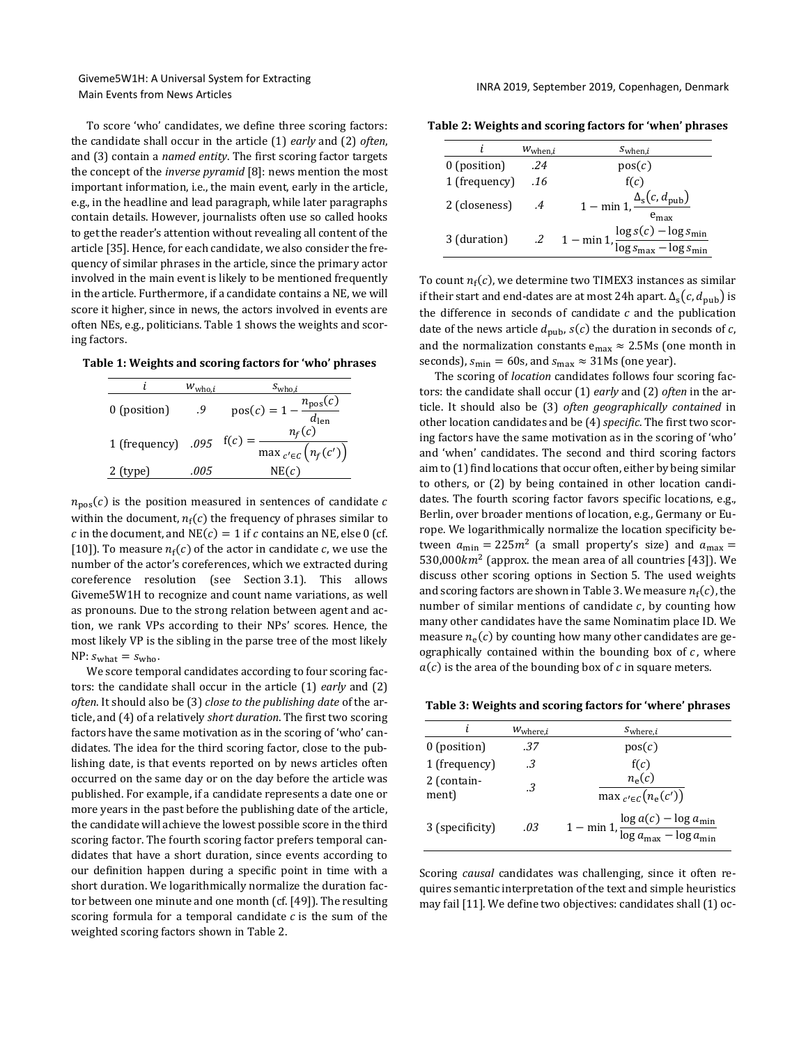To score 'who' candidates, we define three scoring factors: the candidate shall occur in the article (1) *early* and (2) *often*, and (3) contain a *named entity*. The first scoring factor targets the concept of the *inverse pyramid* [8]: news mention the most important information, i.e., the main event, early in the article, e.g., in the headline and lead paragraph, while later paragraphs contain details. However, journalists often use so called hooks to get the reader's attention without revealing all content of the article [35]. Hence, for each candidate, we also consider the frequency of similar phrases in the article, since the primary actor involved in the main event is likely to be mentioned frequently in the article. Furthermore, if a candidate contains a NE, we will score it higher, since in news, the actors involved in events are often NEs, e.g., politicians. Table 1 shows the weights and scoring factors.

**Table 1: Weights and scoring factors for 'who' phrases**

| $i$ | $w_{\text{who},i}$ | $s_{\text{who},i}$ |
|---|---|---|
| 0 (position) | .9 | $\text{pos}(c) = 1 - \frac{n_{\text{pos}}(c)}{d_{\text{len}}}$ |
| 1 (frequency) | .095 | $\text{f}(c) = \frac{n_f(c)}{\max_{c' \in C}\left(n_f(c')\right)}$ |
| 2 (type) | .005 | $\text{NE}(c)$ |

$n_{\text{pos}}(c)$ is the position measured in sentences of candidate $c$ within the document, $n_{\text{f}}(c)$ the frequency of phrases similar to $c$ in the document, and $\text{NE}(c) = 1$ if $c$ contains an NE, else 0 (cf. [10]). To measure $n_{\text{f}}(c)$ of the actor in candidate $c$, we use the number of the actor's coreferences, which we extracted during coreference resolution (see Section 3.1). This allows Giveme5W1H to recognize and count name variations, as well as pronouns. Due to the strong relation between agent and action, we rank VPs according to their NPs' scores. Hence, the most likely VP is the sibling in the parse tree of the most likely NP: $s_{\text{what}} = s_{\text{who}}$.

We score temporal candidates according to four scoring factors: the candidate shall occur in the article (1) *early* and (2) *often*. It should also be (3) *close to the publishing date* of the article, and (4) of a relatively *short duration*. The first two scoring factors have the same motivation as in the scoring of 'who' candidates. The idea for the third scoring factor, close to the publishing date, is that events reported on by news articles often occurred on the same day or on the day before the article was published. For example, if a candidate represents a date one or more years in the past before the publishing date of the article, the candidate will achieve the lowest possible score in the third scoring factor. The fourth scoring factor prefers temporal candidates that have a short duration, since events according to our definition happen during a specific point in time with a short duration. We logarithmically normalize the duration factor between one minute and one month (cf. [49]). The resulting scoring formula for a temporal candidate $c$ is the sum of the weighted scoring factors shown in Table 2.

**Table 2: Weights and scoring factors for 'when' phrases**

| $i$ | $w_{\text{when},i}$ | $s_{\text{when},i}$ |
|---|---|---|
| 0 (position) | .24 | $\text{pos}(c)$ |
| 1 (frequency) | .16 | $\text{f}(c)$ |
| 2 (closeness) | .4 | $1 - \min\left(1, \frac{\Delta_{\text{s}}(c, d_{\text{pub}})}{\text{e}_{\max}}\right)$ |
| 3 (duration) | .2 | $1 - \min\left(1, \frac{\log s(c) - \log s_{\min}}{\log s_{\max} - \log s_{\min}}\right)$ |

To count $n_{\text{f}}(c)$, we determine two TIMEX3 instances as similar if their start and end-dates are at most 24h apart. $\Delta_{\text{s}}(c, d_{\text{pub}})$ is the difference in seconds of candidate $c$ and the publication date of the news article $d_{\text{pub}}$, $s(c)$ the duration in seconds of $c$, and the normalization constants $\text{e}_{\max} \approx 2.5\text{Ms}$ (one month in seconds), $s_{\min} = 60\text{s}$, and $s_{\max} \approx 31\text{Ms}$ (one year).

The scoring of *location* candidates follows four scoring factors: the candidate shall occur (1) *early* and (2) *often* in the article. It should also be (3) *often geographically contained* in other location candidates and be (4) *specific*. The first two scoring factors have the same motivation as in the scoring of 'who' and 'when' candidates. The second and third scoring factors aim to (1) find locations that occur often, either by being similar to others, or (2) by being contained in other location candidates. The fourth scoring factor favors specific locations, e.g., Berlin, over broader mentions of location, e.g., Germany or Europe. We logarithmically normalize the location specificity between $a_{\min} = 225m^2$ (a small property's size) and $a_{\max} = 530{,}000km^2$ (approx. the mean area of all countries [43]). We discuss other scoring options in Section 5. The used weights and scoring factors are shown in Table 3. We measure $n_{\text{f}}(c)$, the number of similar mentions of candidate $c$, by counting how many other candidates have the same Nominatim place ID. We measure $n_{\text{e}}(c)$ by counting how many other candidates are geographically contained within the bounding box of $c$, where $a(c)$ is the area of the bounding box of $c$ in square meters.

**Table 3: Weights and scoring factors for 'where' phrases**

| $i$ | $w_{\text{where},i}$ | $s_{\text{where},i}$ |
|---|---|---|
| 0 (position) | .37 | $\text{pos}(c)$ |
| 1 (frequency) | .3 | $\text{f}(c)$ |
| 2 (containment) | .3 | $\frac{n_{\text{e}}(c)}{\max_{c' \in C}\left(n_{\text{e}}(c')\right)}$ |
| 3 (specificity) | .03 | $1 - \min\left(1, \frac{\log a(c) - \log a_{\min}}{\log a_{\max} - \log a_{\min}}\right)$ |

Scoring *causal* candidates was challenging, since it often requires semantic interpretation of the text and simple heuristics may fail [11]. We define two objectives: candidates shall (1) oc-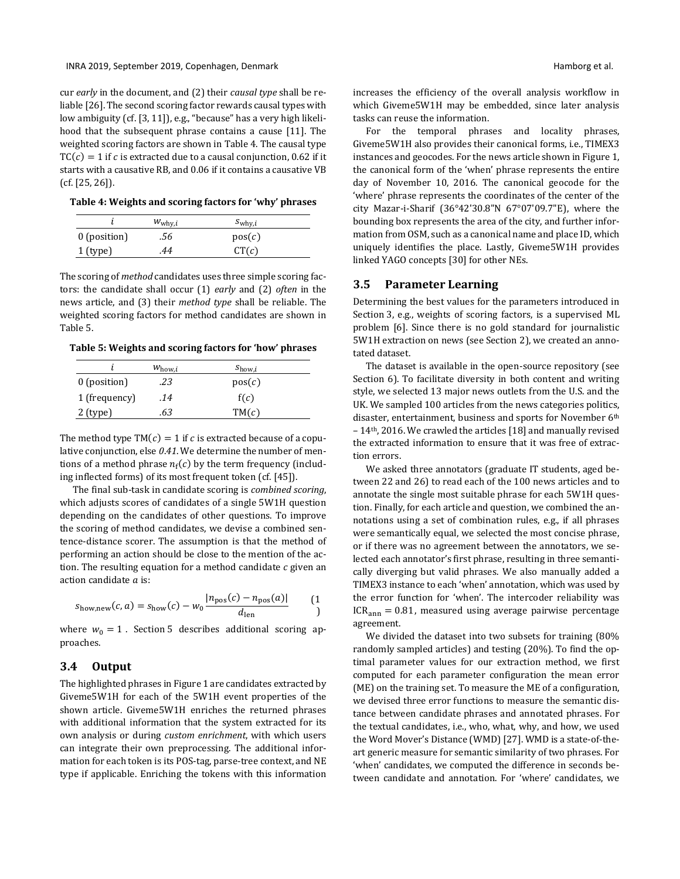cur *early* in the document, and (2) their *causal type* shall be reliable [26]. The second scoring factor rewards causal types with low ambiguity (cf. [3, 11]), e.g., "because" has a very high likelihood that the subsequent phrase contains a cause [11]. The weighted scoring factors are shown in Table 4. The causal type $\mathrm{TC}(c) = 1$ if $c$ is extracted due to a causal conjunction, 0.62 if it starts with a causative RB, and 0.06 if it contains a causative VB (cf. [25, 26]).

**Table 4: Weights and scoring factors for 'why' phrases**

| $i$ | $w_{\text{why},i}$ | $s_{\text{why},i}$ |
|---|---|---|
| 0 (position) | *.56* | $\mathrm{pos}(c)$ |
| 1 (type) | *.44* | $\mathrm{CT}(c)$ |

The scoring of *method* candidates uses three simple scoring factors: the candidate shall occur (1) *early* and (2) *often* in the news article, and (3) their *method type* shall be reliable. The weighted scoring factors for method candidates are shown in Table 5.

**Table 5: Weights and scoring factors for 'how' phrases**

| $i$ | $w_{\text{how},i}$ | $s_{\text{how},i}$ |
|---|---|---|
| 0 (position) | *.23* | $\mathrm{pos}(c)$ |
| 1 (frequency) | *.14* | $\mathrm{f}(c)$ |
| 2 (type) | *.63* | $\mathrm{TM}(c)$ |

The method type $\mathrm{TM}(c) = 1$ if $c$ is extracted because of a copulative conjunction, else *0.41*. We determine the number of mentions of a method phrase $n_{\mathrm{f}}(c)$ by the term frequency (including inflected forms) of its most frequent token (cf. [45]).

The final sub-task in candidate scoring is *combined scoring*, which adjusts scores of candidates of a single 5W1H question depending on the candidates of other questions. To improve the scoring of method candidates, we devise a combined sentence-distance scorer. The assumption is that the method of performing an action should be close to the mention of the action. The resulting equation for a method candidate $c$ given an action candidate $a$ is:

$$s_{\text{how,new}}(c, a) = s_{\text{how}}(c) - w_0 \frac{|n_{\text{pos}}(c) - n_{\text{pos}}(a)|}{d_{\text{len}}} \quad (1)$$

where $w_0 = 1$. Section 5 describes additional scoring approaches.

## 3.4 Output

The highlighted phrases in Figure 1 are candidates extracted by Giveme5W1H for each of the 5W1H event properties of the shown article. Giveme5W1H enriches the returned phrases with additional information that the system extracted for its own analysis or during *custom enrichment*, with which users can integrate their own preprocessing. The additional information for each token is its POS-tag, parse-tree context, and NE type if applicable. Enriching the tokens with this information increases the efficiency of the overall analysis workflow in which Giveme5W1H may be embedded, since later analysis tasks can reuse the information.

For the temporal phrases and locality phrases, Giveme5W1H also provides their canonical forms, i.e., TIMEX3 instances and geocodes. For the news article shown in Figure 1, the canonical form of the 'when' phrase represents the entire day of November 10, 2016. The canonical geocode for the 'where' phrase represents the coordinates of the center of the city Mazar-i-Sharif (36°42'30.8"N 67°07'09.7"E), where the bounding box represents the area of the city, and further information from OSM, such as a canonical name and place ID, which uniquely identifies the place. Lastly, Giveme5W1H provides linked YAGO concepts [30] for other NEs.

## 3.5 Parameter Learning

Determining the best values for the parameters introduced in Section 3, e.g., weights of scoring factors, is a supervised ML problem [6]. Since there is no gold standard for journalistic 5W1H extraction on news (see Section 2), we created an annotated dataset.

The dataset is available in the open-source repository (see Section 6). To facilitate diversity in both content and writing style, we selected 13 major news outlets from the U.S. and the UK. We sampled 100 articles from the news categories politics, disaster, entertainment, business and sports for November 6th – 14th, 2016. We crawled the articles [18] and manually revised the extracted information to ensure that it was free of extraction errors.

We asked three annotators (graduate IT students, aged between 22 and 26) to read each of the 100 news articles and to annotate the single most suitable phrase for each 5W1H question. Finally, for each article and question, we combined the annotations using a set of combination rules, e.g., if all phrases were semantically equal, we selected the most concise phrase, or if there was no agreement between the annotators, we selected each annotator's first phrase, resulting in three semantically diverging but valid phrases. We also manually added a TIMEX3 instance to each 'when' annotation, which was used by the error function for 'when'. The intercoder reliability was $\mathrm{ICR}_{\text{ann}} = 0.81$, measured using average pairwise percentage agreement.

We divided the dataset into two subsets for training (80% randomly sampled articles) and testing (20%). To find the optimal parameter values for our extraction method, we first computed for each parameter configuration the mean error (ME) on the training set. To measure the ME of a configuration, we devised three error functions to measure the semantic distance between candidate phrases and annotated phrases. For the textual candidates, i.e., who, what, why, and how, we used the Word Mover's Distance (WMD) [27]. WMD is a state-of-the-art generic measure for semantic similarity of two phrases. For 'when' candidates, we computed the difference in seconds between candidate and annotation. For 'where' candidates, we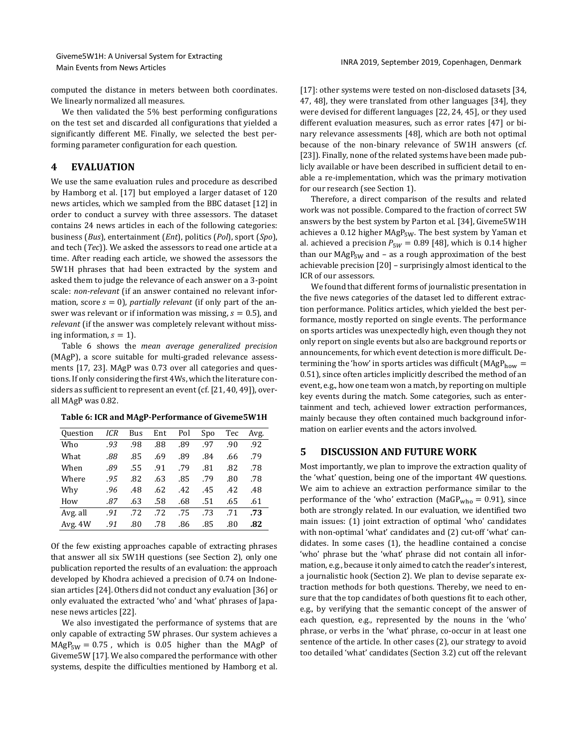computed the distance in meters between both coordinates. We linearly normalized all measures.

We then validated the 5% best performing configurations on the test set and discarded all configurations that yielded a significantly different ME. Finally, we selected the best performing parameter configuration for each question.

## 4 EVALUATION

We use the same evaluation rules and procedure as described by Hamborg et al. [17] but employed a larger dataset of 120 news articles, which we sampled from the BBC dataset [12] in order to conduct a survey with three assessors. The dataset contains 24 news articles in each of the following categories: business (*Bus*), entertainment (*Ent*), politics (*Pol*), sport (*Spo*), and tech (*Tec*)). We asked the assessors to read one article at a time. After reading each article, we showed the assessors the 5W1H phrases that had been extracted by the system and asked them to judge the relevance of each answer on a 3-point scale: *non-relevant* (if an answer contained no relevant information, score $s = 0$), *partially relevant* (if only part of the answer was relevant or if information was missing, $s = 0.5$), and *relevant* (if the answer was completely relevant without missing information, $s = 1$).

Table 6 shows the *mean average generalized precision* (MAgP), a score suitable for multi-graded relevance assessments [17, 23]. MAgP was 0.73 over all categories and questions. If only considering the first 4Ws, which the literature considers as sufficient to represent an event (cf. [21, 40, 49]), overall MAgP was 0.82.

**Table 6: ICR and MAgP-Performance of Giveme5W1H**

| Question | *ICR* | Bus | Ent | Pol | Spo | Tec | Avg. |
|---|---|---|---|---|---|---|---|
| Who | *.93* | .98 | .88 | .89 | .97 | .90 | .92 |
| What | *.88* | .85 | .69 | .89 | .84 | .66 | .79 |
| When | *.89* | .55 | .91 | .79 | .81 | .82 | .78 |
| Where | *.95* | .82 | .63 | .85 | .79 | .80 | .78 |
| Why | *.96* | .48 | .62 | .42 | .45 | .42 | .48 |
| How | *.87* | .63 | .58 | .68 | .51 | .65 | .61 |
| Avg. all | *.91* | .72 | .72 | .75 | .73 | .71 | **.73** |
| Avg. 4W | *.91* | .80 | .78 | .86 | .85 | .80 | **.82** |

Of the few existing approaches capable of extracting phrases that answer all six 5W1H questions (see Section 2), only one publication reported the results of an evaluation: the approach developed by Khodra achieved a precision of 0.74 on Indonesian articles [24]. Others did not conduct any evaluation [36] or only evaluated the extracted 'who' and 'what' phrases of Japanese news articles [22].

We also investigated the performance of systems that are only capable of extracting 5W phrases. Our system achieves a $\text{MAgP}_{5W} = 0.75$, which is 0.05 higher than the MAgP of Giveme5W [17]. We also compared the performance with other systems, despite the difficulties mentioned by Hamborg et al. [17]: other systems were tested on non-disclosed datasets [34, 47, 48], they were translated from other languages [34], they were devised for different languages [22, 24, 45], or they used different evaluation measures, such as error rates [47] or binary relevance assessments [48], which are both not optimal because of the non-binary relevance of 5W1H answers (cf. [23]). Finally, none of the related systems have been made publicly available or have been described in sufficient detail to enable a re-implementation, which was the primary motivation for our research (see Section 1).

Therefore, a direct comparison of the results and related work was not possible. Compared to the fraction of correct 5W answers by the best system by Parton et al. [34], Giveme5W1H achieves a 0.12 higher $\text{MAgP}_{5W}$. The best system by Yaman et al. achieved a precision $P_{5W} = 0.89$ [48], which is 0.14 higher than our $\text{MAgP}_{5W}$ and – as a rough approximation of the best achievable precision [20] – surprisingly almost identical to the ICR of our assessors.

We found that different forms of journalistic presentation in the five news categories of the dataset led to different extraction performance. Politics articles, which yielded the best performance, mostly reported on single events. The performance on sports articles was unexpectedly high, even though they not only report on single events but also are background reports or announcements, for which event detection is more difficult. Determining the 'how' in sports articles was difficult ($\text{MAgP}_{\text{how}} = 0.51$), since often articles implicitly described the method of an event, e.g., how one team won a match, by reporting on multiple key events during the match. Some categories, such as entertainment and tech, achieved lower extraction performances, mainly because they often contained much background information on earlier events and the actors involved.

## 5 DISCUSSION AND FUTURE WORK

Most importantly, we plan to improve the extraction quality of the 'what' question, being one of the important 4W questions. We aim to achieve an extraction performance similar to the performance of the 'who' extraction ($\text{MaGP}_{\text{who}} = 0.91$), since both are strongly related. In our evaluation, we identified two main issues: (1) joint extraction of optimal 'who' candidates with non-optimal 'what' candidates and (2) cut-off 'what' candidates. In some cases (1), the headline contained a concise 'who' phrase but the 'what' phrase did not contain all information, e.g., because it only aimed to catch the reader's interest, a journalistic hook (Section 2). We plan to devise separate extraction methods for both questions. Thereby, we need to ensure that the top candidates of both questions fit to each other, e.g., by verifying that the semantic concept of the answer of each question, e.g., represented by the nouns in the 'who' phrase, or verbs in the 'what' phrase, co-occur in at least one sentence of the article. In other cases (2), our strategy to avoid too detailed 'what' candidates (Section 3.2) cut off the relevant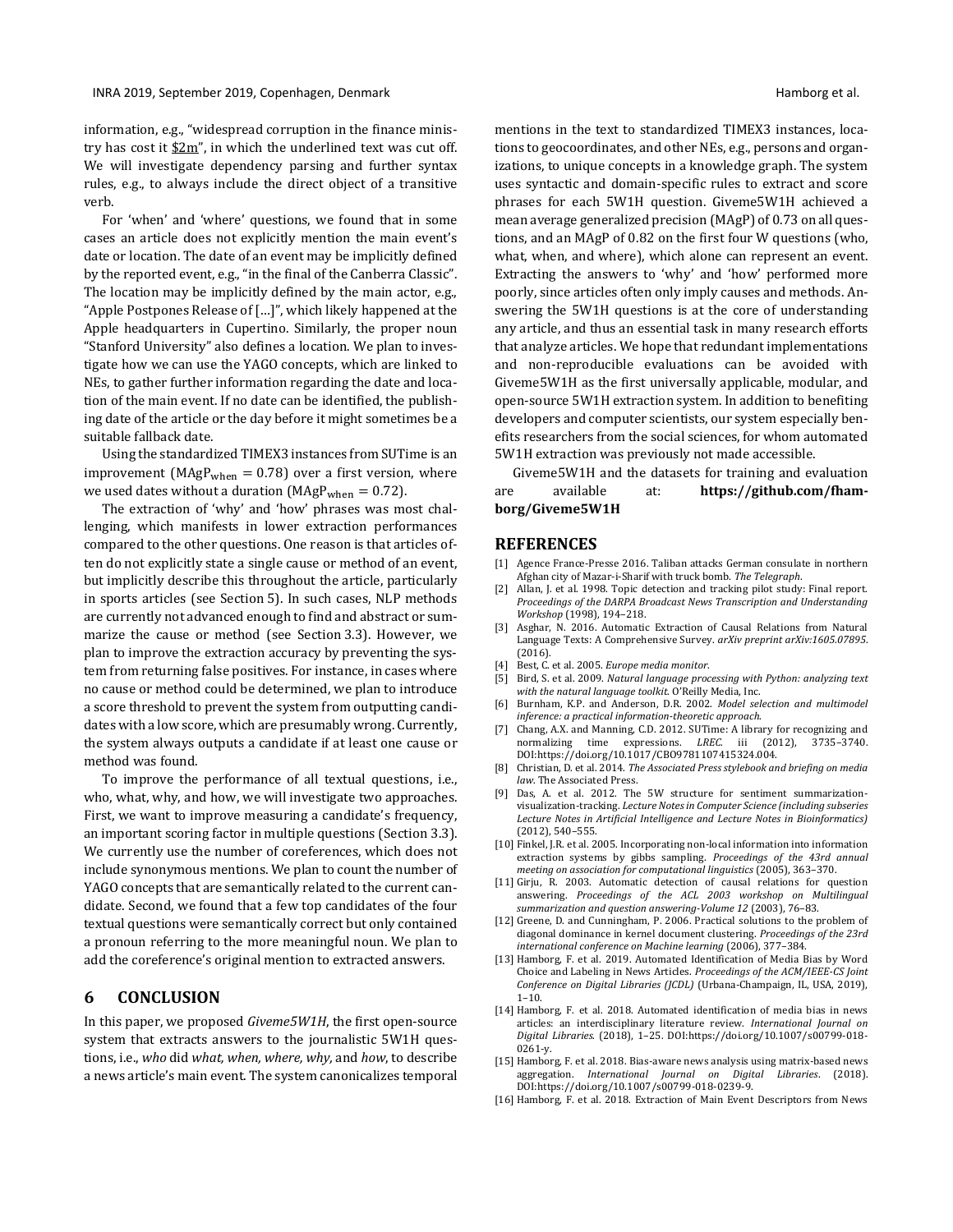information, e.g., "widespread corruption in the finance ministry has cost it <u>$2m</u>", in which the underlined text was cut off. We will investigate dependency parsing and further syntax rules, e.g., to always include the direct object of a transitive verb.

For 'when' and 'where' questions, we found that in some cases an article does not explicitly mention the main event's date or location. The date of an event may be implicitly defined by the reported event, e.g., "in the final of the Canberra Classic". The location may be implicitly defined by the main actor, e.g., "Apple Postpones Release of […]", which likely happened at the Apple headquarters in Cupertino. Similarly, the proper noun "Stanford University" also defines a location. We plan to investigate how we can use the YAGO concepts, which are linked to NEs, to gather further information regarding the date and location of the main event. If no date can be identified, the publishing date of the article or the day before it might sometimes be a suitable fallback date.

Using the standardized TIMEX3 instances from SUTime is an improvement ($\text{MAgP}_{\text{when}} = 0.78$) over a first version, where we used dates without a duration ($\text{MAgP}_{\text{when}} = 0.72$).

The extraction of 'why' and 'how' phrases was most challenging, which manifests in lower extraction performances compared to the other questions. One reason is that articles often do not explicitly state a single cause or method of an event, but implicitly describe this throughout the article, particularly in sports articles (see Section 5). In such cases, NLP methods are currently not advanced enough to find and abstract or summarize the cause or method (see Section 3.3). However, we plan to improve the extraction accuracy by preventing the system from returning false positives. For instance, in cases where no cause or method could be determined, we plan to introduce a score threshold to prevent the system from outputting candidates with a low score, which are presumably wrong. Currently, the system always outputs a candidate if at least one cause or method was found.

To improve the performance of all textual questions, i.e., who, what, why, and how, we will investigate two approaches. First, we want to improve measuring a candidate's frequency, an important scoring factor in multiple questions (Section 3.3). We currently use the number of coreferences, which does not include synonymous mentions. We plan to count the number of YAGO concepts that are semantically related to the current candidate. Second, we found that a few top candidates of the four textual questions were semantically correct but only contained a pronoun referring to the more meaningful noun. We plan to add the coreference's original mention to extracted answers.

## 6 CONCLUSION

In this paper, we proposed *Giveme5W1H*, the first open-source system that extracts answers to the journalistic 5W1H questions, i.e., *who* did *what, when, where, why,* and *how*, to describe a news article's main event. The system canonicalizes temporal mentions in the text to standardized TIMEX3 instances, locations to geocoordinates, and other NEs, e.g., persons and organizations, to unique concepts in a knowledge graph. The system uses syntactic and domain-specific rules to extract and score phrases for each 5W1H question. Giveme5W1H achieved a mean average generalized precision (MAgP) of 0.73 on all questions, and an MAgP of 0.82 on the first four W questions (who, what, when, and where), which alone can represent an event. Extracting the answers to 'why' and 'how' performed more poorly, since articles often only imply causes and methods. Answering the 5W1H questions is at the core of understanding any article, and thus an essential task in many research efforts that analyze articles. We hope that redundant implementations and non-reproducible evaluations can be avoided with Giveme5W1H as the first universally applicable, modular, and open-source 5W1H extraction system. In addition to benefiting developers and computer scientists, our system especially benefits researchers from the social sciences, for whom automated 5W1H extraction was previously not made accessible.

Giveme5W1H and the datasets for training and evaluation are available at: **https://github.com/fhamborg/Giveme5W1H**

## REFERENCES

[1] Agence France-Presse 2016. Taliban attacks German consulate in northern Afghan city of Mazar-i-Sharif with truck bomb. *The Telegraph*.

[2] Allan, J. et al. 1998. Topic detection and tracking pilot study: Final report. *Proceedings of the DARPA Broadcast News Transcription and Understanding Workshop* (1998), 194–218.

[3] Asghar, N. 2016. Automatic Extraction of Causal Relations from Natural Language Texts: A Comprehensive Survey. *arXiv preprint arXiv:1605.07895*. (2016).

[4] Best, C. et al. 2005. *Europe media monitor*.

[5] Bird, S. et al. 2009. *Natural language processing with Python: analyzing text with the natural language toolkit*. O'Reilly Media, Inc.

[6] Burnham, K.P. and Anderson, D.R. 2002. *Model selection and multimodel inference: a practical information-theoretic approach*.

[7] Chang, A.X. and Manning, C.D. 2012. SUTime: A library for recognizing and normalizing time expressions. *LREC*. iii (2012), 3735–3740. DOI:https://doi.org/10.1017/CBO9781107415324.004.

[8] Christian, D. et al. 2014. *The Associated Press stylebook and briefing on media law*. The Associated Press.

[9] Das, A. et al. 2012. The 5W structure for sentiment summarization-visualization-tracking. *Lecture Notes in Computer Science (including subseries Lecture Notes in Artificial Intelligence and Lecture Notes in Bioinformatics)* (2012), 540–555.

[10] Finkel, J.R. et al. 2005. Incorporating non-local information into information extraction systems by gibbs sampling. *Proceedings of the 43rd annual meeting on association for computational linguistics* (2005), 363–370.

[11] Girju, R. 2003. Automatic detection of causal relations for question answering. *Proceedings of the ACL 2003 workshop on Multilingual summarization and question answering-Volume 12* (2003), 76–83.

[12] Greene, D. and Cunningham, P. 2006. Practical solutions to the problem of diagonal dominance in kernel document clustering. *Proceedings of the 23rd international conference on Machine learning* (2006), 377–384.

[13] Hamborg, F. et al. 2019. Automated Identification of Media Bias by Word Choice and Labeling in News Articles. *Proceedings of the ACM/IEEE-CS Joint Conference on Digital Libraries (JCDL)* (Urbana-Champaign, IL, USA, 2019), 1–10.

[14] Hamborg, F. et al. 2018. Automated identification of media bias in news articles: an interdisciplinary literature review. *International Journal on Digital Libraries*. (2018), 1–25. DOI:https://doi.org/10.1007/s00799-018-0261-y.

[15] Hamborg, F. et al. 2018. Bias-aware news analysis using matrix-based news aggregation. *International Journal on Digital Libraries*. (2018). DOI:https://doi.org/10.1007/s00799-018-0239-9.

[16] Hamborg, F. et al. 2018. Extraction of Main Event Descriptors from News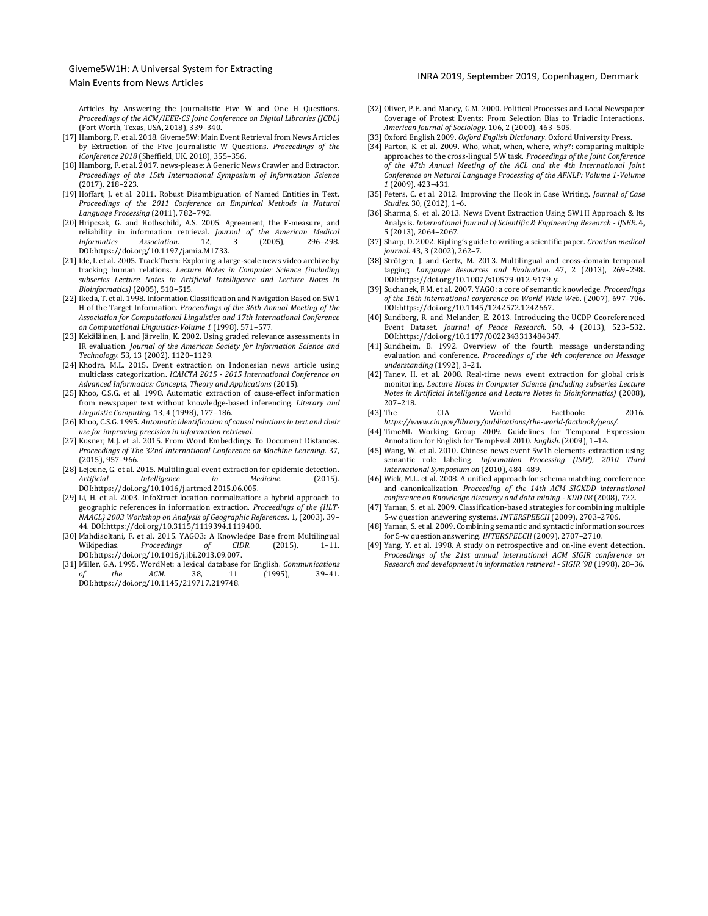Articles by Answering the Journalistic Five W and One H Questions. *Proceedings of the ACM/IEEE-CS Joint Conference on Digital Libraries (JCDL)* (Fort Worth, Texas, USA, 2018), 339–340.

[17] Hamborg, F. et al. 2018. Giveme5W: Main Event Retrieval from News Articles by Extraction of the Five Journalistic W Questions. *Proceedings of the iConference 2018* (Sheffield, UK, 2018), 355–356.

[18] Hamborg, F. et al. 2017. news-please: A Generic News Crawler and Extractor. *Proceedings of the 15th International Symposium of Information Science* (2017), 218–223.

[19] Hoffart, J. et al. 2011. Robust Disambiguation of Named Entities in Text. *Proceedings of the 2011 Conference on Empirical Methods in Natural Language Processing* (2011), 782–792.

[20] Hripcsak, G. and Rothschild, A.S. 2005. Agreement, the F-measure, and reliability in information retrieval. *Journal of the American Medical Informatics Association*. 12, 3 (2005), 296–298. DOI:https://doi.org/10.1197/jamia.M1733.

[21] Ide, I. et al. 2005. TrackThem: Exploring a large-scale news video archive by tracking human relations. *Lecture Notes in Computer Science (including subseries Lecture Notes in Artificial Intelligence and Lecture Notes in Bioinformatics)* (2005), 510–515.

[22] Ikeda, T. et al. 1998. Information Classification and Navigation Based on 5W1 H of the Target Information. *Proceedings of the 36th Annual Meeting of the Association for Computational Linguistics and 17th International Conference on Computational Linguistics-Volume 1* (1998), 571–577.

[23] Kekäläinen, J. and Järvelin, K. 2002. Using graded relevance assessments in IR evaluation. *Journal of the American Society for Information Science and Technology*. 53, 13 (2002), 1120–1129.

[24] Khodra, M.L. 2015. Event extraction on Indonesian news article using multiclass categorization. *ICAICTA 2015 - 2015 International Conference on Advanced Informatics: Concepts, Theory and Applications* (2015).

[25] Khoo, C.S.G. et al. 1998. Automatic extraction of cause-effect information from newspaper text without knowledge-based inferencing. *Literary and Linguistic Computing*. 13, 4 (1998), 177–186.

[26] Khoo, C.S.G. 1995. *Automatic identification of causal relations in text and their use for improving precision in information retrieval*.

[27] Kusner, M.J. et al. 2015. From Word Embeddings To Document Distances. *Proceedings of The 32nd International Conference on Machine Learning*. 37, (2015), 957–966.

[28] Lejeune, G. et al. 2015. Multilingual event extraction for epidemic detection. *Artificial Intelligence in Medicine*. (2015). DOI:https://doi.org/10.1016/j.artmed.2015.06.005.

[29] Li, H. et al. 2003. InfoXtract location normalization: a hybrid approach to geographic references in information extraction. *Proceedings of the {HLT-NAACL} 2003 Workshop on Analysis of Geographic References*. 1, (2003), 39–44. DOI:https://doi.org/10.3115/1119394.1119400.

[30] Mahdisoltani, F. et al. 2015. YAGO3: A Knowledge Base from Multilingual Wikipedias. *Proceedings of CIDR*. (2015), 1–11. DOI:https://doi.org/10.1016/j.jbi.2013.09.007.

[31] Miller, G.A. 1995. WordNet: a lexical database for English. *Communications of the ACM*. 38, 11 (1995), 39–41. DOI:https://doi.org/10.1145/219717.219748.

[32] Oliver, P.E. and Maney, G.M. 2000. Political Processes and Local Newspaper Coverage of Protest Events: From Selection Bias to Triadic Interactions. *American Journal of Sociology*. 106, 2 (2000), 463–505.

[33] Oxford English 2009. *Oxford English Dictionary*. Oxford University Press.

[34] Parton, K. et al. 2009. Who, what, when, where, why?: comparing multiple approaches to the cross-lingual 5W task. *Proceedings of the Joint Conference of the 47th Annual Meeting of the ACL and the 4th International Joint Conference on Natural Language Processing of the AFNLP: Volume 1-Volume 1* (2009), 423–431.

[35] Peters, C. et al. 2012. Improving the Hook in Case Writing. *Journal of Case Studies*. 30, (2012), 1–6.

[36] Sharma, S. et al. 2013. News Event Extraction Using 5W1H Approach & Its Analysis. *International Journal of Scientific & Engineering Research - IJSER*. 4, 5 (2013), 2064–2067.

[37] Sharp, D. 2002. Kipling's guide to writing a scientific paper. *Croatian medical journal*. 43, 3 (2002), 262–7.

[38] Strötgen, J. and Gertz, M. 2013. Multilingual and cross-domain temporal tagging. *Language Resources and Evaluation*. 47, 2 (2013), 269–298. DOI:https://doi.org/10.1007/s10579-012-9179-y.

[39] Suchanek, F.M. et al. 2007. YAGO: a core of semantic knowledge. *Proceedings of the 16th international conference on World Wide Web*. (2007), 697–706. DOI:https://doi.org/10.1145/1242572.1242667.

[40] Sundberg, R. and Melander, E. 2013. Introducing the UCDP Georeferenced Event Dataset. *Journal of Peace Research*. 50, 4 (2013), 523–532. DOI:https://doi.org/10.1177/0022343313484347.

[41] Sundheim, B. 1992. Overview of the fourth message understanding evaluation and conference. *Proceedings of the 4th conference on Message understanding* (1992), 3–21.

[42] Tanev, H. et al. 2008. Real-time news event extraction for global crisis monitoring. *Lecture Notes in Computer Science (including subseries Lecture Notes in Artificial Intelligence and Lecture Notes in Bioinformatics)* (2008), 207–218.

[43] The CIA World Factbook: 2016. *https://www.cia.gov/library/publications/the-world-factbook/geos/*.

[44] TimeML Working Group 2009. Guidelines for Temporal Expression Annotation for English for TempEval 2010. *English*. (2009), 1–14.

[45] Wang, W. et al. 2010. Chinese news event 5w1h elements extraction using semantic role labeling. *Information Processing (ISIP), 2010 Third International Symposium on* (2010), 484–489.

[46] Wick, M.L. et al. 2008. A unified approach for schema matching, coreference and canonicalization. *Proceeding of the 14th ACM SIGKDD international conference on Knowledge discovery and data mining - KDD 08* (2008), 722.

[47] Yaman, S. et al. 2009. Classification-based strategies for combining multiple 5-w question answering systems. *INTERSPEECH* (2009), 2703–2706.

[48] Yaman, S. et al. 2009. Combining semantic and syntactic information sources for 5-w question answering. *INTERSPEECH* (2009), 2707–2710.

[49] Yang, Y. et al. 1998. A study on retrospective and on-line event detection. *Proceedings of the 21st annual international ACM SIGIR conference on Research and development in information retrieval - SIGIR '98* (1998), 28–36.